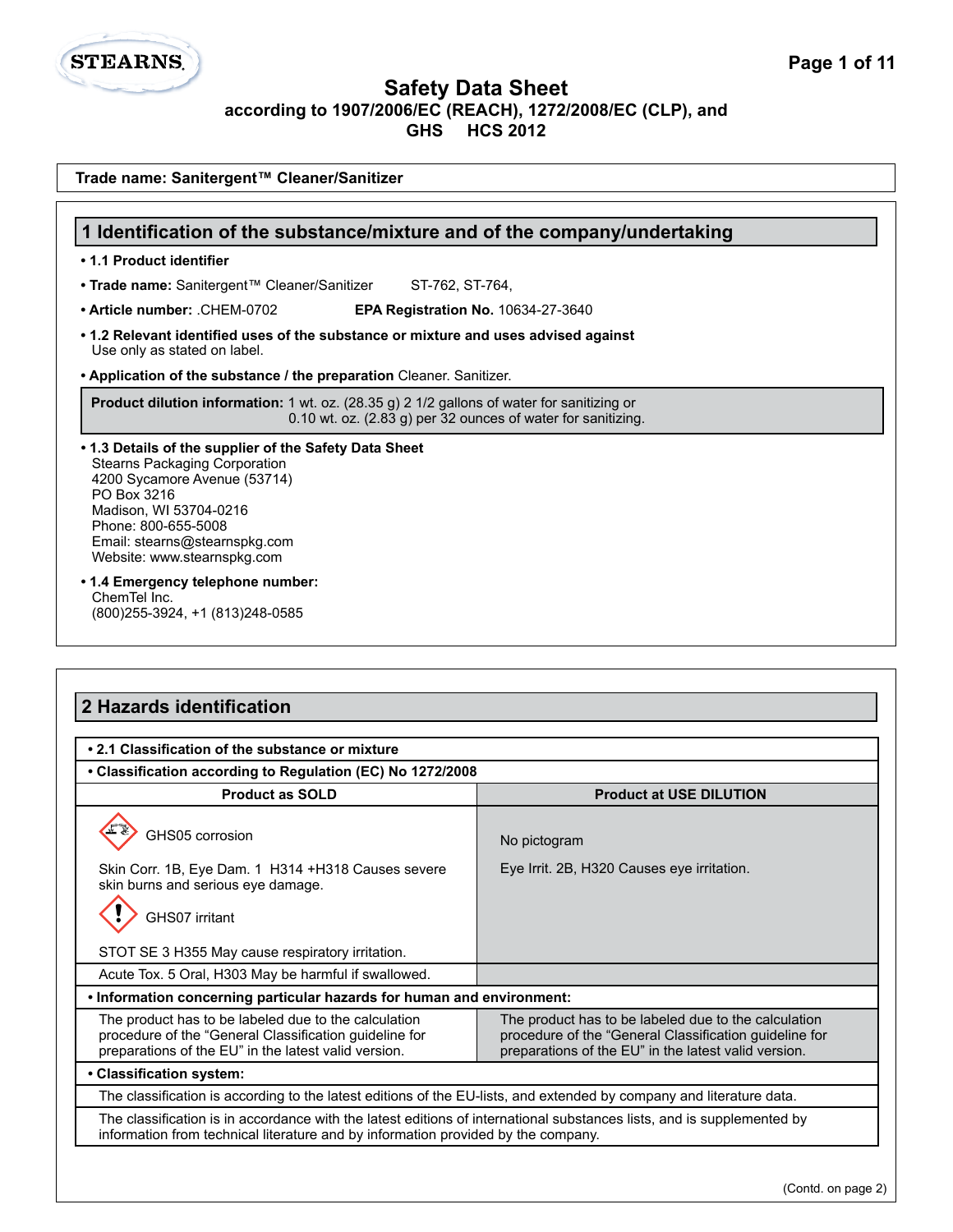# Safety Data Sheet

**according to 1907/2006/EC (REACH), 1272/2008/EC (CLP), and GHS HCS 2012**

**Trade name: Sanitergent™ Cleaner/Sanitizer**

## 1 Identification of the substance/mixture and of the company/undertaking

- **1.1 Product identifier**
- **Trade name:** Sanitergent™ Cleaner/Sanitizer ST-762, ST-764,
- **Article number:** .CHEM-0702 **EPA Registration No.** 10634-27-3640
- **1.2 Relevant identified uses of the substance or mixture and uses advised against**
  Use only as stated on label.
- **Application of the substance / the preparation** Cleaner. Sanitizer.

**Product dilution information:** 1 wt. oz. (28.35 g) 2 1/2 gallons of water for sanitizing or 0.10 wt. oz. (2.83 g) per 32 ounces of water for sanitizing.

- **1.3 Details of the supplier of the Safety Data Sheet**
  Stearns Packaging Corporation
  4200 Sycamore Avenue (53714)
  PO Box 3216
  Madison, WI 53704-0216
  Phone: 800-655-5008
  Email: stearns@stearnspkg.com
  Website: www.stearnspkg.com
- **1.4 Emergency telephone number:**
  ChemTel Inc.
  (800)255-3924, +1 (813)248-0585

## 2 Hazards identification

- **2.1 Classification of the substance or mixture**
- **Classification according to Regulation (EC) No 1272/2008**

| Product as SOLD | Product at USE DILUTION |
|---|---|
| GHS05 corrosion<br><br>Skin Corr. 1B, Eye Dam. 1 H314 +H318 Causes severe skin burns and serious eye damage.<br><br>GHS07 irritant<br><br>STOT SE 3 H355 May cause respiratory irritation. | No pictogram<br><br>Eye Irrit. 2B, H320 Causes eye irritation. |
| Acute Tox. 5 Oral, H303 May be harmful if swallowed. | |

- **Information concerning particular hazards for human and environment:**

| Product as SOLD | Product at USE DILUTION |
|---|---|
| The product has to be labeled due to the calculation procedure of the "General Classification guideline for preparations of the EU" in the latest valid version. | The product has to be labeled due to the calculation procedure of the "General Classification guideline for preparations of the EU" in the latest valid version. |

- **Classification system:**

The classification is according to the latest editions of the EU-lists, and extended by company and literature data.

The classification is in accordance with the latest editions of international substances lists, and is supplemented by information from technical literature and by information provided by the company.

(Contd. on page 2)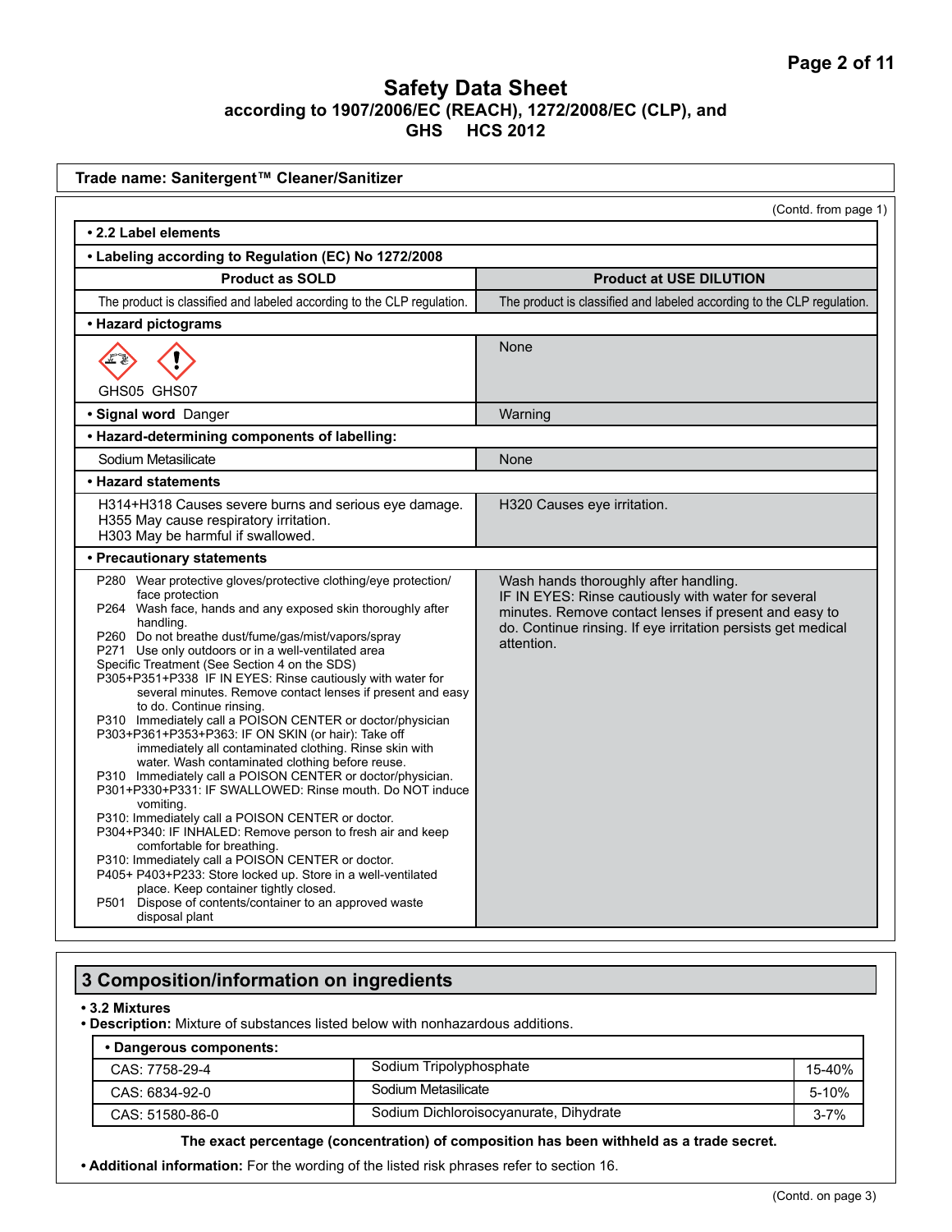# Safety Data Sheet
**according to 1907/2006/EC (REACH), 1272/2008/EC (CLP), and GHS HCS 2012**

**Trade name: Sanitergent™ Cleaner/Sanitizer**

(Contd. from page 1)

**• 2.2 Label elements**

**• Labeling according to Regulation (EC) No 1272/2008**

| Product as SOLD | Product at USE DILUTION |
|---|---|
| The product is classified and labeled according to the CLP regulation. | The product is classified and labeled according to the CLP regulation. |
| **• Hazard pictograms** | |
| GHS05 GHS07 | None |
| **• Signal word** Danger | Warning |
| **• Hazard-determining components of labelling:** | |
| Sodium Metasilicate | None |
| **• Hazard statements** | |
| H314+H318 Causes severe burns and serious eye damage.<br>H355 May cause respiratory irritation.<br>H303 May be harmful if swallowed. | H320 Causes eye irritation. |
| **• Precautionary statements** | |
| P280 Wear protective gloves/protective clothing/eye protection/ face protection<br>P264 Wash face, hands and any exposed skin thoroughly after handling.<br>P260 Do not breathe dust/fume/gas/mist/vapors/spray<br>P271 Use only outdoors or in a well-ventilated area<br>Specific Treatment (See Section 4 on the SDS)<br>P305+P351+P338 IF IN EYES: Rinse cautiously with water for several minutes. Remove contact lenses if present and easy to do. Continue rinsing.<br>P310 Immediately call a POISON CENTER or doctor/physician<br>P303+P361+P353+P363: IF ON SKIN (or hair): Take off immediately all contaminated clothing. Rinse skin with water. Wash contaminated clothing before reuse.<br>P310 Immediately call a POISON CENTER or doctor/physician.<br>P301+P330+P331: IF SWALLOWED: Rinse mouth. Do NOT induce vomiting.<br>P310: Immediately call a POISON CENTER or doctor.<br>P304+P340: IF INHALED: Remove person to fresh air and keep comfortable for breathing.<br>P310: Immediately call a POISON CENTER or doctor.<br>P405+ P403+P233: Store locked up. Store in a well-ventilated place. Keep container tightly closed.<br>P501 Dispose of contents/container to an approved waste disposal plant | Wash hands thoroughly after handling.<br>IF IN EYES: Rinse cautiously with water for several minutes. Remove contact lenses if present and easy to do. Continue rinsing. If eye irritation persists get medical attention. |

## 3 Composition/information on ingredients

**• 3.2 Mixtures**

**• Description:** Mixture of substances listed below with nonhazardous additions.

| **• Dangerous components:** | | |
|---|---|---|
| CAS: 7758-29-4 | Sodium Tripolyphosphate | 15-40% |
| CAS: 6834-92-0 | Sodium Metasilicate | 5-10% |
| CAS: 51580-86-0 | Sodium Dichloroisocyanurate, Dihydrate | 3-7% |

**The exact percentage (concentration) of composition has been withheld as a trade secret.**

**• Additional information:** For the wording of the listed risk phrases refer to section 16.

(Contd. on page 3)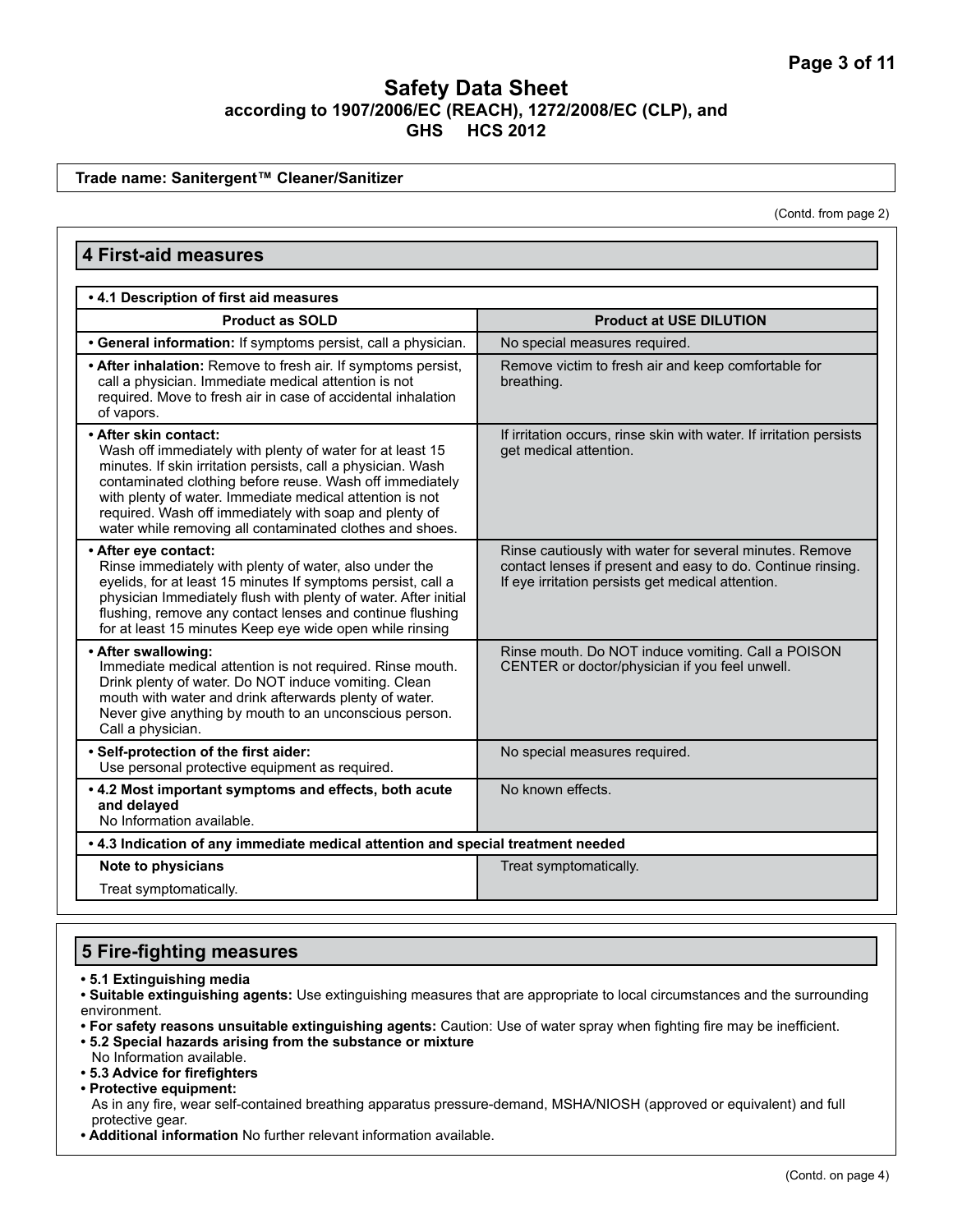# Safety Data Sheet
**according to 1907/2006/EC (REACH), 1272/2008/EC (CLP), and GHS HCS 2012**

**Trade name: Sanitergent™ Cleaner/Sanitizer**

(Contd. from page 2)

## 4 First-aid measures

**• 4.1 Description of first aid measures**

| Product as SOLD | Product at USE DILUTION |
|---|---|
| **• General information:** If symptoms persist, call a physician. | No special measures required. |
| **• After inhalation:** Remove to fresh air. If symptoms persist, call a physician. Immediate medical attention is not required. Move to fresh air in case of accidental inhalation of vapors. | Remove victim to fresh air and keep comfortable for breathing. |
| **• After skin contact:** Wash off immediately with plenty of water for at least 15 minutes. If skin irritation persists, call a physician. Wash contaminated clothing before reuse. Wash off immediately with plenty of water. Immediate medical attention is not required. Wash off immediately with soap and plenty of water while removing all contaminated clothes and shoes. | If irritation occurs, rinse skin with water. If irritation persists get medical attention. |
| **• After eye contact:** Rinse immediately with plenty of water, also under the eyelids, for at least 15 minutes If symptoms persist, call a physician Immediately flush with plenty of water. After initial flushing, remove any contact lenses and continue flushing for at least 15 minutes Keep eye wide open while rinsing | Rinse cautiously with water for several minutes. Remove contact lenses if present and easy to do. Continue rinsing. If eye irritation persists get medical attention. |
| **• After swallowing:** Immediate medical attention is not required. Rinse mouth. Drink plenty of water. Do NOT induce vomiting. Clean mouth with water and drink afterwards plenty of water. Never give anything by mouth to an unconscious person. Call a physician. | Rinse mouth. Do NOT induce vomiting. Call a POISON CENTER or doctor/physician if you feel unwell. |
| **• Self-protection of the first aider:** Use personal protective equipment as required. | No special measures required. |
| **• 4.2 Most important symptoms and effects, both acute and delayed** No Information available. | No known effects. |
| **• 4.3 Indication of any immediate medical attention and special treatment needed** | |
| **Note to physicians** Treat symptomatically. | Treat symptomatically. |

## 5 Fire-fighting measures

- **5.1 Extinguishing media**
- **Suitable extinguishing agents:** Use extinguishing measures that are appropriate to local circumstances and the surrounding environment.
- **For safety reasons unsuitable extinguishing agents:** Caution: Use of water spray when fighting fire may be inefficient.
- **5.2 Special hazards arising from the substance or mixture**
  No Information available.
- **5.3 Advice for firefighters**
- **Protective equipment:**
  As in any fire, wear self-contained breathing apparatus pressure-demand, MSHA/NIOSH (approved or equivalent) and full protective gear.
- **Additional information** No further relevant information available.

(Contd. on page 4)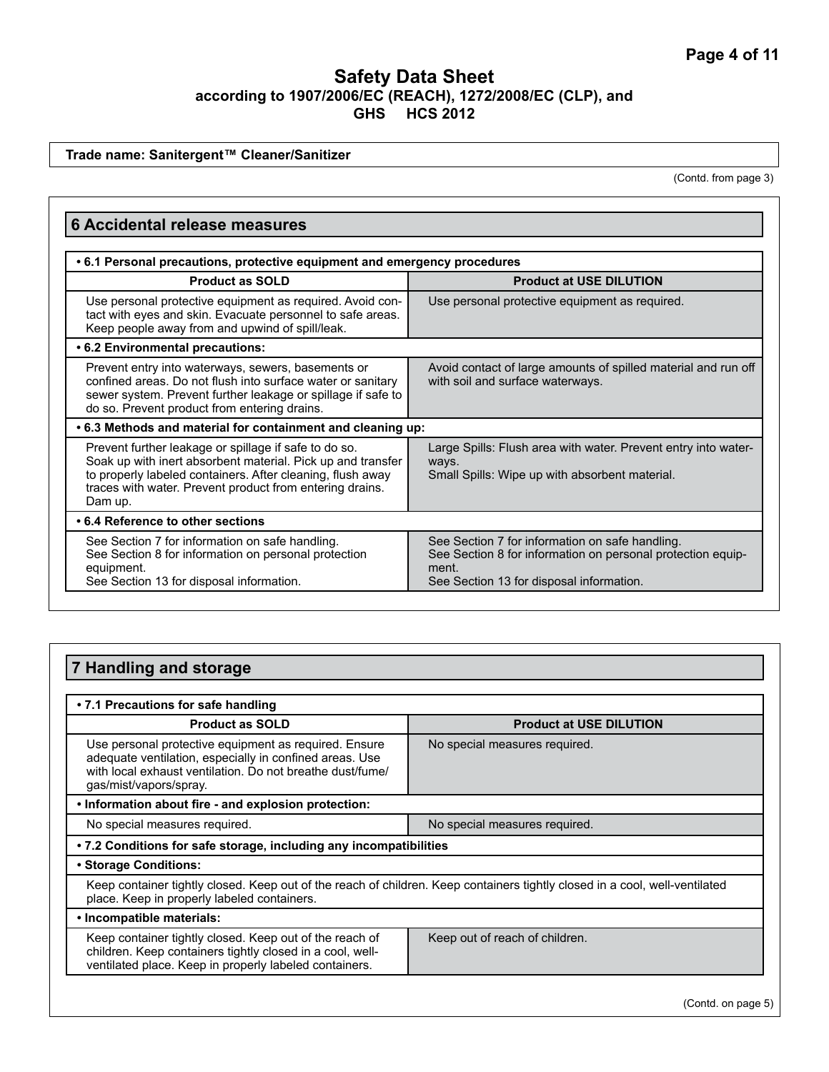**Trade name: Sanitergent™ Cleaner/Sanitizer**

(Contd. from page 3)

## 6 Accidental release measures

| • 6.1 Personal precautions, protective equipment and emergency procedures | |
|---|---|
| **Product as SOLD** | **Product at USE DILUTION** |
| Use personal protective equipment as required. Avoid contact with eyes and skin. Evacuate personnel to safe areas. Keep people away from and upwind of spill/leak. | Use personal protective equipment as required. |
| **• 6.2 Environmental precautions:** | |
| Prevent entry into waterways, sewers, basements or confined areas. Do not flush into surface water or sanitary sewer system. Prevent further leakage or spillage if safe to do so. Prevent product from entering drains. | Avoid contact of large amounts of spilled material and run off with soil and surface waterways. |
| **• 6.3 Methods and material for containment and cleaning up:** | |
| Prevent further leakage or spillage if safe to do so. Soak up with inert absorbent material. Pick up and transfer to properly labeled containers. After cleaning, flush away traces with water. Prevent product from entering drains. Dam up. | Large Spills: Flush area with water. Prevent entry into waterways.<br>Small Spills: Wipe up with absorbent material. |
| **• 6.4 Reference to other sections** | |
| See Section 7 for information on safe handling.<br>See Section 8 for information on personal protection equipment.<br>See Section 13 for disposal information. | See Section 7 for information on safe handling.<br>See Section 8 for information on personal protection equipment.<br>See Section 13 for disposal information. |

## 7 Handling and storage

| • 7.1 Precautions for safe handling | |
|---|---|
| **Product as SOLD** | **Product at USE DILUTION** |
| Use personal protective equipment as required. Ensure adequate ventilation, especially in confined areas. Use with local exhaust ventilation. Do not breathe dust/fume/gas/mist/vapors/spray. | No special measures required. |
| **• Information about fire - and explosion protection:** | |
| No special measures required. | No special measures required. |
| **• 7.2 Conditions for safe storage, including any incompatibilities** | |
| **• Storage Conditions:** | |
| Keep container tightly closed. Keep out of the reach of children. Keep containers tightly closed in a cool, well-ventilated place. Keep in properly labeled containers. | |
| **• Incompatible materials:** | |
| Keep container tightly closed. Keep out of the reach of children. Keep containers tightly closed in a cool, well-ventilated place. Keep in properly labeled containers. | Keep out of reach of children. |

(Contd. on page 5)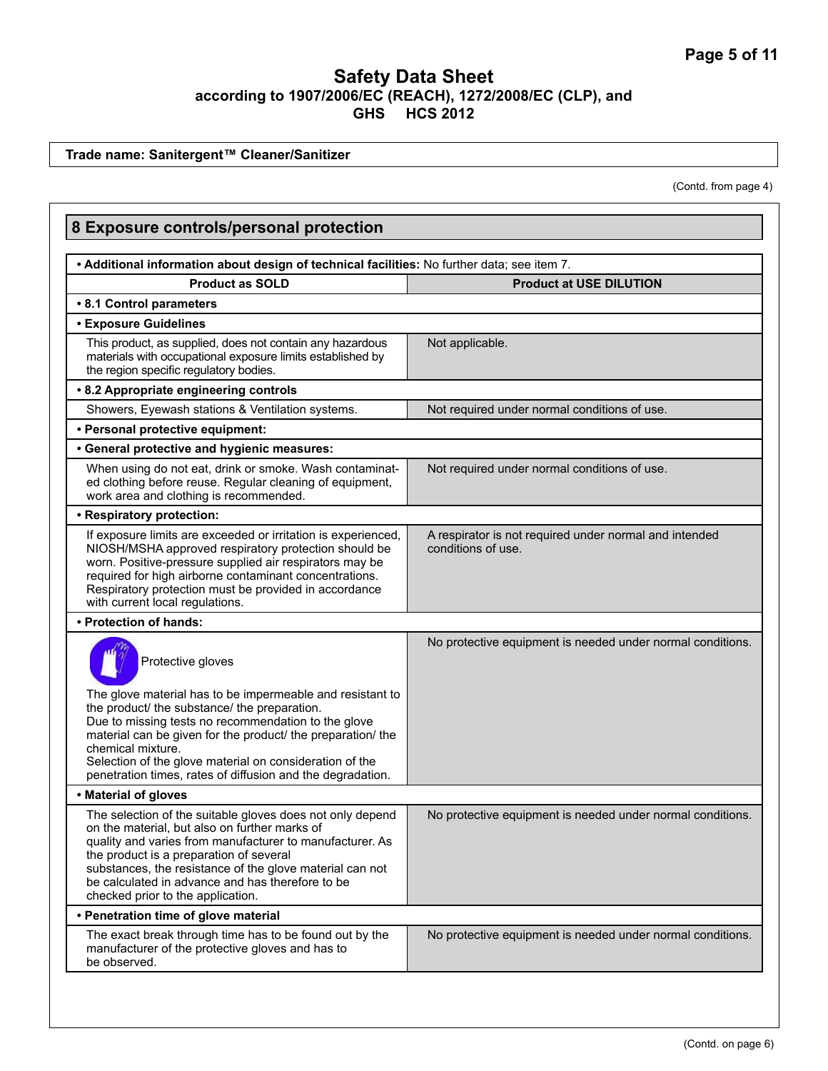Trade name: Sanitergent™ Cleaner/Sanitizer

(Contd. from page 4)

## 8 Exposure controls/personal protection

| • **Additional information about design of technical facilities:** No further data; see item 7. | |
|---|---|
| **Product as SOLD** | **Product at USE DILUTION** |
| **• 8.1 Control parameters** | |
| **• Exposure Guidelines** | |
| This product, as supplied, does not contain any hazardous materials with occupational exposure limits established by the region specific regulatory bodies. | Not applicable. |
| **• 8.2 Appropriate engineering controls** | |
| Showers, Eyewash stations & Ventilation systems. | Not required under normal conditions of use. |
| **• Personal protective equipment:** | |
| **• General protective and hygienic measures:** | |
| When using do not eat, drink or smoke. Wash contaminated clothing before reuse. Regular cleaning of equipment, work area and clothing is recommended. | Not required under normal conditions of use. |
| **• Respiratory protection:** | |
| If exposure limits are exceeded or irritation is experienced, NIOSH/MSHA approved respiratory protection should be worn. Positive-pressure supplied air respirators may be required for high airborne contaminant concentrations. Respiratory protection must be provided in accordance with current local regulations. | A respirator is not required under normal and intended conditions of use. |
| **• Protection of hands:** | |
| Protective gloves<br><br>The glove material has to be impermeable and resistant to the product/ the substance/ the preparation.<br>Due to missing tests no recommendation to the glove material can be given for the product/ the preparation/ the chemical mixture.<br>Selection of the glove material on consideration of the penetration times, rates of diffusion and the degradation. | No protective equipment is needed under normal conditions. |
| **• Material of gloves** | |
| The selection of the suitable gloves does not only depend on the material, but also on further marks of quality and varies from manufacturer to manufacturer. As the product is a preparation of several substances, the resistance of the glove material can not be calculated in advance and has therefore to be checked prior to the application. | No protective equipment is needed under normal conditions. |
| **• Penetration time of glove material** | |
| The exact break through time has to be found out by the manufacturer of the protective gloves and has to be observed. | No protective equipment is needed under normal conditions. |

(Contd. on page 6)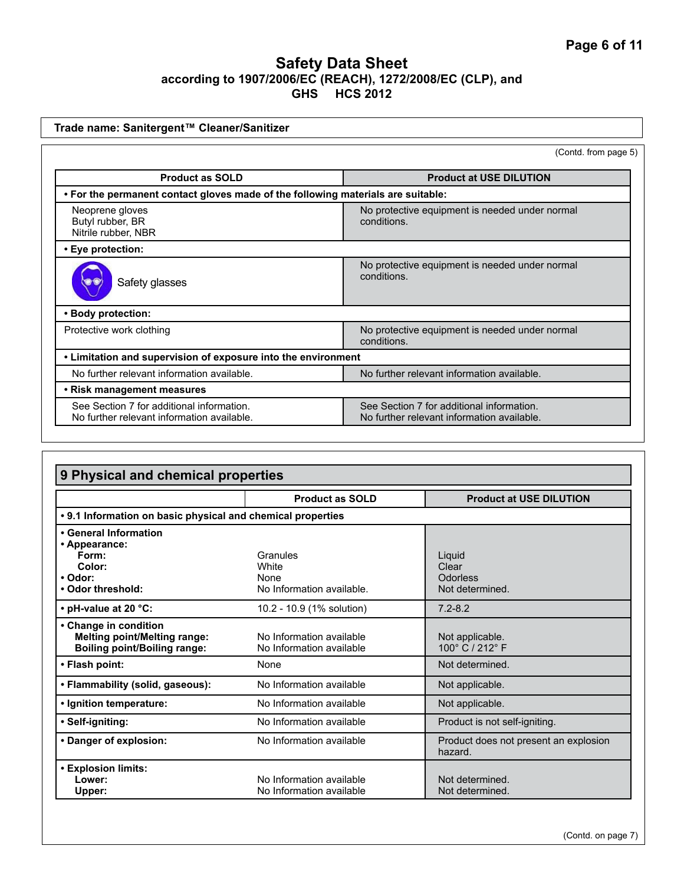**Safety Data Sheet**
**according to 1907/2006/EC (REACH), 1272/2008/EC (CLP), and GHS HCS 2012**

**Trade name: Sanitergent™ Cleaner/Sanitizer**

(Contd. from page 5)

| Product as SOLD | Product at USE DILUTION |
|---|---|
| **• For the permanent contact gloves made of the following materials are suitable:** | |
| Neoprene gloves<br>Butyl rubber, BR<br>Nitrile rubber, NBR | No protective equipment is needed under normal conditions. |
| **• Eye protection:** | |
| Safety glasses | No protective equipment is needed under normal conditions. |
| **• Body protection:** | |
| Protective work clothing | No protective equipment is needed under normal conditions. |
| **• Limitation and supervision of exposure into the environment** | |
| No further relevant information available. | No further relevant information available. |
| **• Risk management measures** | |
| See Section 7 for additional information.<br>No further relevant information available. | See Section 7 for additional information.<br>No further relevant information available. |

## 9 Physical and chemical properties

| | Product as SOLD | Product at USE DILUTION |
|---|---|---|
| **• 9.1 Information on basic physical and chemical properties** | | |
| **• General Information** | | |
| **• Appearance:** | | |
| **Form:** | Granules | Liquid |
| **Color:** | White | Clear |
| **• Odor:** | None | Odorless |
| **• Odor threshold:** | No Information available. | Not determined. |
| **• pH-value at 20 °C:** | 10.2 - 10.9 (1% solution) | 7.2-8.2 |
| **• Change in condition** | | |
| **Melting point/Melting range:** | No Information available | Not applicable. |
| **Boiling point/Boiling range:** | No Information available | 100° C / 212° F |
| **• Flash point:** | None | Not determined. |
| **• Flammability (solid, gaseous):** | No Information available | Not applicable. |
| **• Ignition temperature:** | No Information available | Not applicable. |
| **• Self-igniting:** | No Information available | Product is not self-igniting. |
| **• Danger of explosion:** | No Information available | Product does not present an explosion hazard. |
| **• Explosion limits:** | | |
| **Lower:** | No Information available | Not determined. |
| **Upper:** | No Information available | Not determined. |

(Contd. on page 7)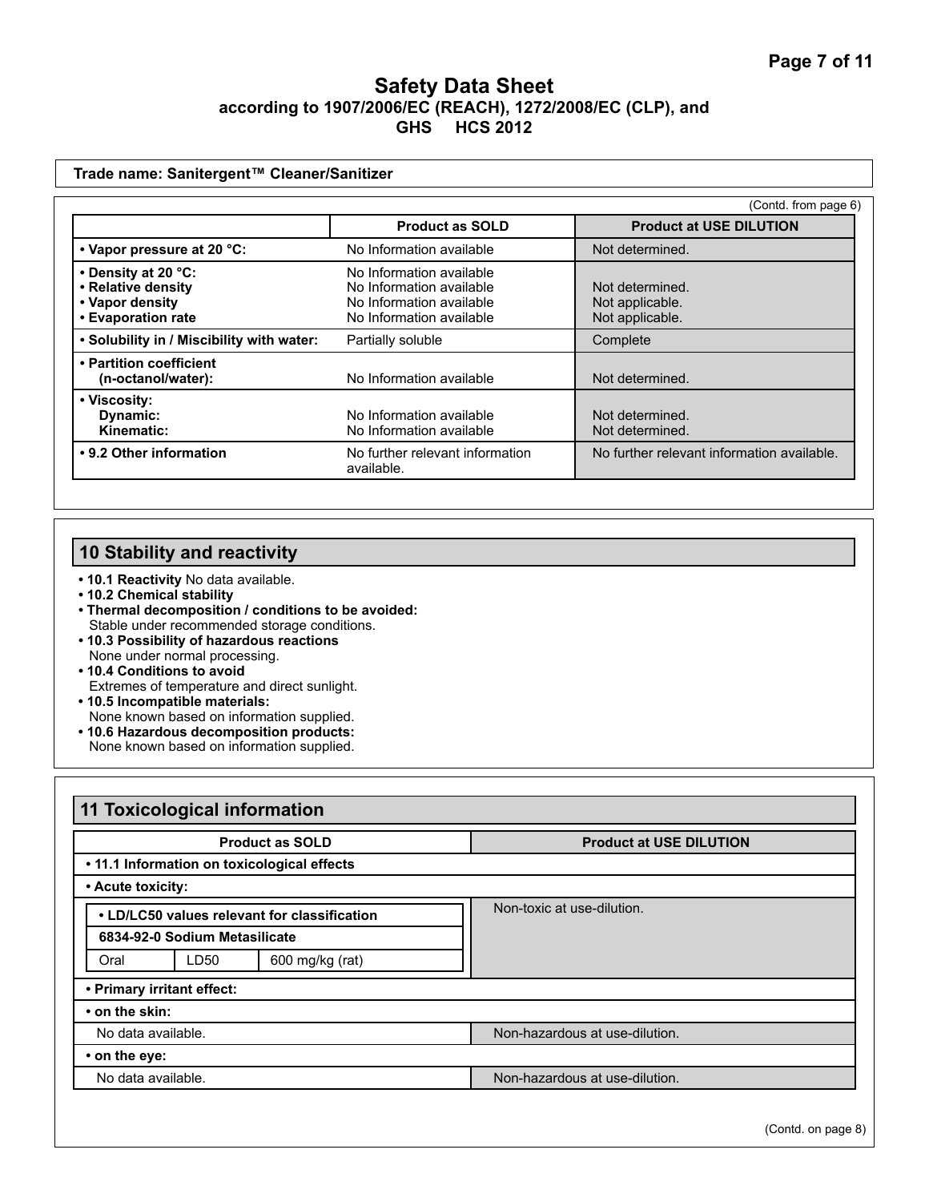# Safety Data Sheet
## according to 1907/2006/EC (REACH), 1272/2008/EC (CLP), and GHS HCS 2012

**Trade name: Sanitergent™ Cleaner/Sanitizer**

(Contd. from page 6)

| | Product as SOLD | Product at USE DILUTION |
|---|---|---|
| **• Vapor pressure at 20 °C:** | No Information available | Not determined. |
| **• Density at 20 °C:**<br>**• Relative density**<br>**• Vapor density**<br>**• Evaporation rate** | No Information available<br>No Information available<br>No Information available<br>No Information available | <br>Not determined.<br>Not applicable.<br>Not applicable. |
| **• Solubility in / Miscibility with water:** | Partially soluble | Complete |
| **• Partition coefficient (n-octanol/water):** | No Information available | Not determined. |
| **• Viscosity:**<br>**Dynamic:**<br>**Kinematic:** | <br>No Information available<br>No Information available | <br>Not determined.<br>Not determined. |
| **• 9.2 Other information** | No further relevant information available. | No further relevant information available. |

## 10 Stability and reactivity

- **10.1 Reactivity** No data available.
- **10.2 Chemical stability**
- **Thermal decomposition / conditions to be avoided:**
  Stable under recommended storage conditions.
- **10.3 Possibility of hazardous reactions**
  None under normal processing.
- **10.4 Conditions to avoid**
  Extremes of temperature and direct sunlight.
- **10.5 Incompatible materials:**
  None known based on information supplied.
- **10.6 Hazardous decomposition products:**
  None known based on information supplied.

## 11 Toxicological information

| Product as SOLD | Product at USE DILUTION |
|---|---|
| **• 11.1 Information on toxicological effects** | |
| **• Acute toxicity:** | |
| **• LD/LC50 values relevant for classification**<br>**6834-92-0 Sodium Metasilicate**<br>Oral LD50 600 mg/kg (rat) | Non-toxic at use-dilution. |
| **• Primary irritant effect:** | |
| **• on the skin:** | |
| No data available. | Non-hazardous at use-dilution. |
| **• on the eye:** | |
| No data available. | Non-hazardous at use-dilution. |

(Contd. on page 8)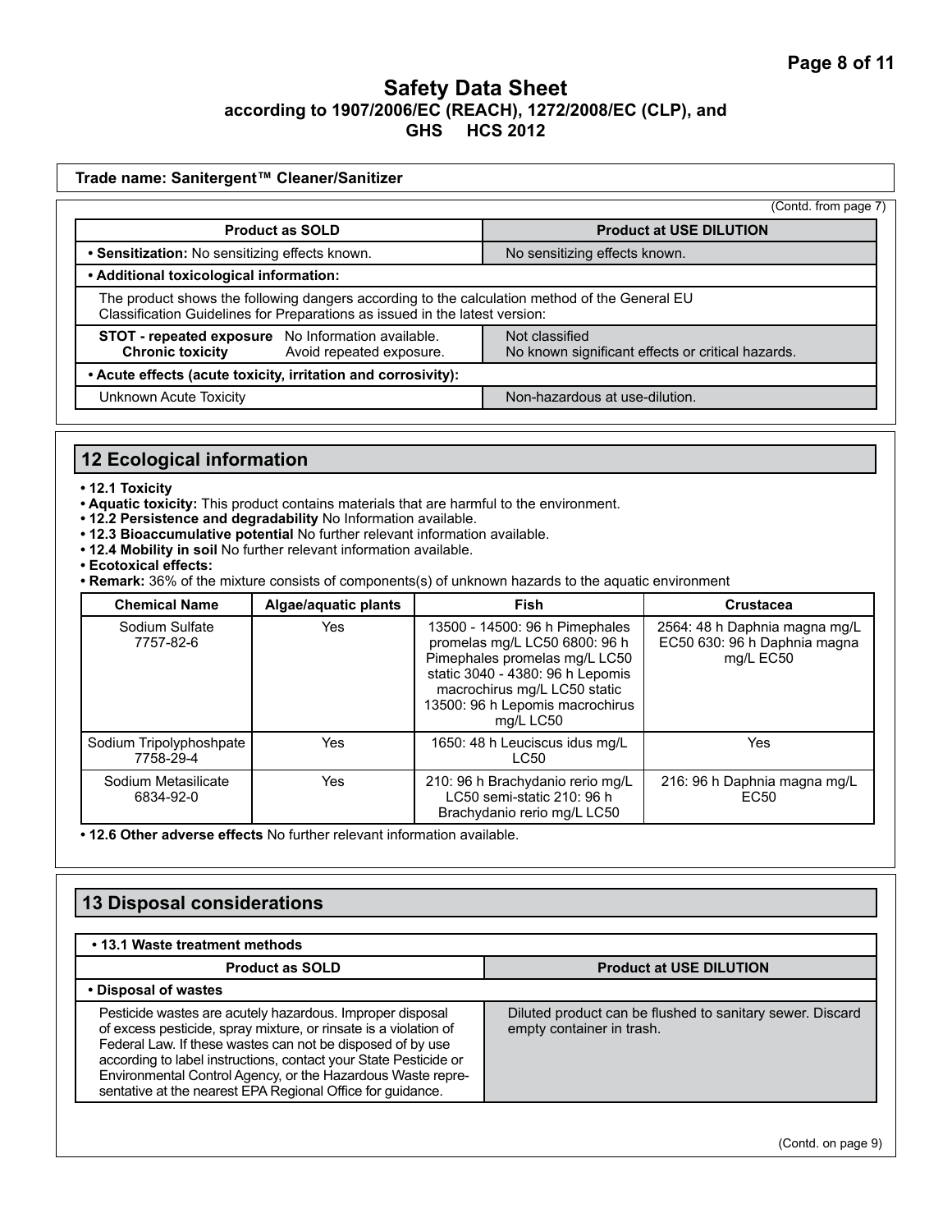# Safety Data Sheet

## according to 1907/2006/EC (REACH), 1272/2008/EC (CLP), and GHS HCS 2012

**Trade name: Sanitergent™ Cleaner/Sanitizer**

(Contd. from page 7)

| Product as SOLD | | Product at USE DILUTION |
|---|---|---|
| • **Sensitization:** No sensitizing effects known. | | No sensitizing effects known. |
| • **Additional toxicological information:** | | |
| The product shows the following dangers according to the calculation method of the General EU Classification Guidelines for Preparations as issued in the latest version: | | |
| **STOT - repeated exposure** | No Information available. | Not classified |
| **Chronic toxicity** | Avoid repeated exposure. | No known significant effects or critical hazards. |
| • **Acute effects (acute toxicity, irritation and corrosivity):** | | |
| Unknown Acute Toxicity | | Non-hazardous at use-dilution. |

## 12 Ecological information

- **12.1 Toxicity**
- **Aquatic toxicity:** This product contains materials that are harmful to the environment.
- **12.2 Persistence and degradability** No Information available.
- **12.3 Bioaccumulative potential** No further relevant information available.
- **12.4 Mobility in soil** No further relevant information available.
- **Ecotoxical effects:**
- **Remark:** 36% of the mixture consists of components(s) of unknown hazards to the aquatic environment

| Chemical Name | Algae/aquatic plants | Fish | Crustacea |
|---|---|---|---|
| Sodium Sulfate 7757-82-6 | Yes | 13500 - 14500: 96 h Pimephales promelas mg/L LC50 6800: 96 h Pimephales promelas mg/L LC50 static 3040 - 4380: 96 h Lepomis macrochirus mg/L LC50 static 13500: 96 h Lepomis macrochirus mg/L LC50 | 2564: 48 h Daphnia magna mg/L EC50 630: 96 h Daphnia magna mg/L EC50 |
| Sodium Tripolyphoshpate 7758-29-4 | Yes | 1650: 48 h Leuciscus idus mg/L LC50 | Yes |
| Sodium Metasilicate 6834-92-0 | Yes | 210: 96 h Brachydanio rerio mg/L LC50 semi-static 210: 96 h Brachydanio rerio mg/L LC50 | 216: 96 h Daphnia magna mg/L EC50 |

- **12.6 Other adverse effects** No further relevant information available.

## 13 Disposal considerations

| • 13.1 Waste treatment methods | |
|---|---|
| **Product as SOLD** | **Product at USE DILUTION** |
| • **Disposal of wastes** | |
| Pesticide wastes are acutely hazardous. Improper disposal of excess pesticide, spray mixture, or rinsate is a violation of Federal Law. If these wastes can not be disposed of by use according to label instructions, contact your State Pesticide or Environmental Control Agency, or the Hazardous Waste representative at the nearest EPA Regional Office for guidance. | Diluted product can be flushed to sanitary sewer. Discard empty container in trash. |

(Contd. on page 9)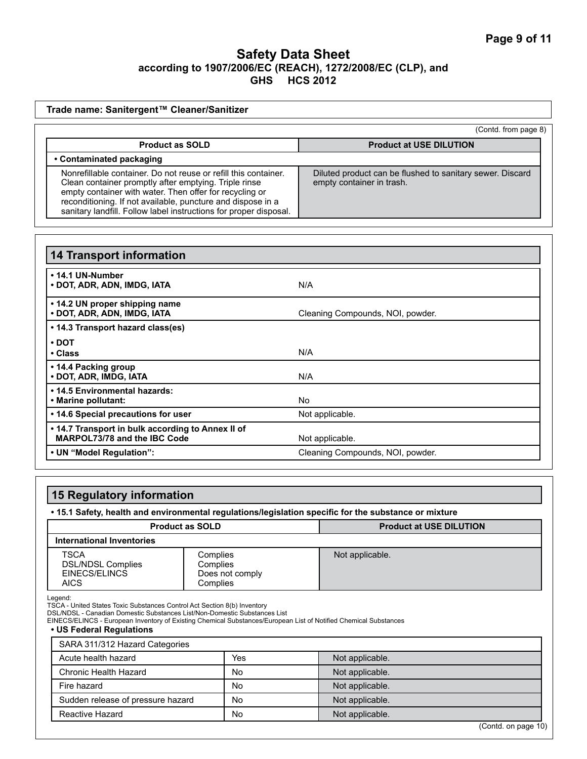Trade name: Sanitergent™ Cleaner/Sanitizer

(Contd. from page 8)

| Product as SOLD | Product at USE DILUTION |
|---|---|
| **• Contaminated packaging** | |
| Nonrefillable container. Do not reuse or refill this container. Clean container promptly after emptying. Triple rinse empty container with water. Then offer for recycling or reconditioning. If not available, puncture and dispose in a sanitary landfill. Follow label instructions for proper disposal. | Diluted product can be flushed to sanitary sewer. Discard empty container in trash. |

## 14 Transport information

| | |
|---|---|
| **• 14.1 UN-Number**<br>**• DOT, ADR, ADN, IMDG, IATA** | N/A |
| **• 14.2 UN proper shipping name**<br>**• DOT, ADR, ADN, IMDG, IATA** | Cleaning Compounds, NOI, powder. |
| **• 14.3 Transport hazard class(es)** | |
| **• DOT**<br>**• Class** | N/A |
| **• 14.4 Packing group**<br>**• DOT, ADR, IMDG, IATA** | N/A |
| **• 14.5 Environmental hazards:**<br>**• Marine pollutant:** | No |
| **• 14.6 Special precautions for user** | Not applicable. |
| **• 14.7 Transport in bulk according to Annex II of MARPOL73/78 and the IBC Code** | Not applicable. |
| **• UN "Model Regulation":** | Cleaning Compounds, NOI, powder. |

## 15 Regulatory information

**• 15.1 Safety, health and environmental regulations/legislation specific for the substance or mixture**

| Product as SOLD | | Product at USE DILUTION |
|---|---|---|
| **International Inventories** | | |
| TSCA<br>DSL/NDSL Complies<br>EINECS/ELINCS<br>AICS | Complies<br>Complies<br>Does not comply<br>Complies | Not applicable. |

Legend:
TSCA - United States Toxic Substances Control Act Section 8(b) Inventory
DSL/NDSL - Canadian Domestic Substances List/Non-Domestic Substances List
EINECS/ELINCS - European Inventory of Existing Chemical Substances/European List of Notified Chemical Substances

**• US Federal Regulations**

| SARA 311/312 Hazard Categories | | |
|---|---|---|
| Acute health hazard | Yes | Not applicable. |
| Chronic Health Hazard | No | Not applicable. |
| Fire hazard | No | Not applicable. |
| Sudden release of pressure hazard | No | Not applicable. |
| Reactive Hazard | No | Not applicable. |

(Contd. on page 10)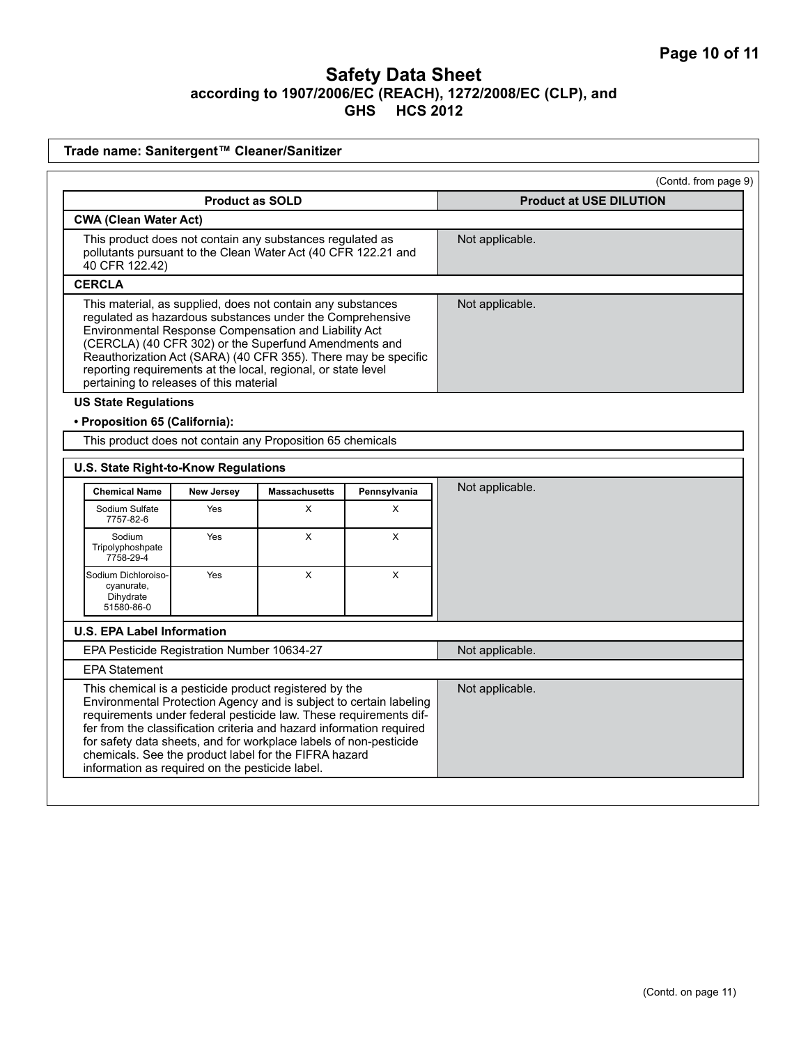**Trade name: Sanitergent™ Cleaner/Sanitizer**

(Contd. from page 9)

| Product as SOLD | Product at USE DILUTION |
|---|---|
| **CWA (Clean Water Act)** | |
| This product does not contain any substances regulated as pollutants pursuant to the Clean Water Act (40 CFR 122.21 and 40 CFR 122.42) | Not applicable. |
| **CERCLA** | |
| This material, as supplied, does not contain any substances regulated as hazardous substances under the Comprehensive Environmental Response Compensation and Liability Act (CERCLA) (40 CFR 302) or the Superfund Amendments and Reauthorization Act (SARA) (40 CFR 355). There may be specific reporting requirements at the local, regional, or state level pertaining to releases of this material | Not applicable. |

**US State Regulations**

**• Proposition 65 (California):**

This product does not contain any Proposition 65 chemicals

**U.S. State Right-to-Know Regulations**

| Chemical Name | New Jersey | Massachusetts | Pennsylvania |
|---|---|---|---|
| Sodium Sulfate 7757-82-6 | Yes | X | X |
| Sodium Tripolyphoshpate 7758-29-4 | Yes | X | X |
| Sodium Dichloroiso-cyanurate, Dihydrate 51580-86-0 | Yes | X | X |

Product at USE DILUTION: Not applicable.

| Product as SOLD | Product at USE DILUTION |
|---|---|
| **U.S. EPA Label Information** | |
| EPA Pesticide Registration Number 10634-27 | Not applicable. |
| EPA Statement | |
| This chemical is a pesticide product registered by the Environmental Protection Agency and is subject to certain labeling requirements under federal pesticide law. These requirements differ from the classification criteria and hazard information required for safety data sheets, and for workplace labels of non-pesticide chemicals. See the product label for the FIFRA hazard information as required on the pesticide label. | Not applicable. |

(Contd. on page 11)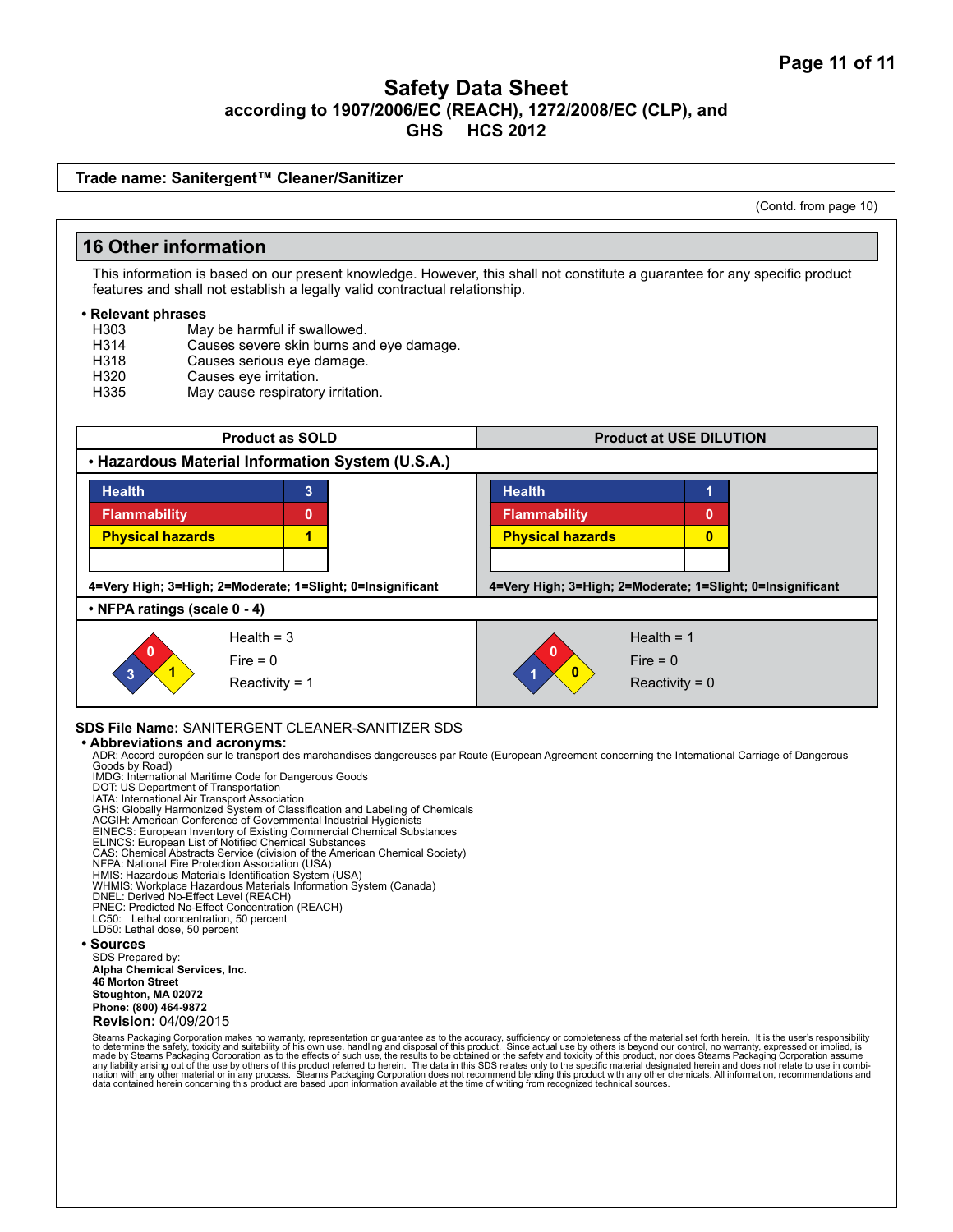# Safety Data Sheet

**according to 1907/2006/EC (REACH), 1272/2008/EC (CLP), and GHS HCS 2012**

**Trade name: Sanitergent™ Cleaner/Sanitizer**

(Contd. from page 10)

## 16 Other information

This information is based on our present knowledge. However, this shall not constitute a guarantee for any specific product features and shall not establish a legally valid contractual relationship.

- **Relevant phrases**
  - H303 May be harmful if swallowed.
  - H314 Causes severe skin burns and eye damage.
  - H318 Causes serious eye damage.
  - H320 Causes eye irritation.
  - H335 May cause respiratory irritation.

| Product as SOLD | | Product at USE DILUTION | |
|---|---|---|---|
| **• Hazardous Material Information System (U.S.A.)** | | | |
| Health | 3 | Health | 1 |
| Flammability | 0 | Flammability | 0 |
| Physical hazards | 1 | Physical hazards | 0 |
| 4=Very High; 3=High; 2=Moderate; 1=Slight; 0=Insignificant | | 4=Very High; 3=High; 2=Moderate; 1=Slight; 0=Insignificant | |
| **• NFPA ratings (scale 0 - 4)** | | | |
| Health = 3 | | Health = 1 | |
| Fire = 0 | | Fire = 0 | |
| Reactivity = 1 | | Reactivity = 0 | |

**SDS File Name:** SANITERGENT CLEANER-SANITIZER SDS

- **Abbreviations and acronyms:**
  - ADR: Accord européen sur le transport des marchandises dangereuses par Route (European Agreement concerning the International Carriage of Dangerous Goods by Road)
  - IMDG: International Maritime Code for Dangerous Goods
  - DOT: US Department of Transportation
  - IATA: International Air Transport Association
  - GHS: Globally Harmonized System of Classification and Labeling of Chemicals
  - ACGIH: American Conference of Governmental Industrial Hygienists
  - EINECS: European Inventory of Existing Commercial Chemical Substances
  - ELINCS: European List of Notified Chemical Substances
  - CAS: Chemical Abstracts Service (division of the American Chemical Society)
  - NFPA: National Fire Protection Association (USA)
  - HMIS: Hazardous Materials Identification System (USA)
  - WHMIS: Workplace Hazardous Materials Information System (Canada)
  - DNEL: Derived No-Effect Level (REACH)
  - PNEC: Predicted No-Effect Concentration (REACH)
  - LC50: Lethal concentration, 50 percent
  - LD50: Lethal dose, 50 percent
- **Sources**

SDS Prepared by:
**Alpha Chemical Services, Inc.**
**46 Morton Street**
**Stoughton, MA 02072**
**Phone: (800) 464-9872**

**Revision:** 04/09/2015

Stearns Packaging Corporation makes no warranty, representation or guarantee as to the accuracy, sufficiency or completeness of the material set forth herein. It is the user's responsibility to determine the safety, toxicity and suitability of his own use, handling and disposal of this product. Since actual use by others is beyond our control, no warranty, expressed or implied, is made by Stearns Packaging Corporation as to the effects of such use, the results to be obtained or the safety and toxicity of this product, nor does Stearns Packaging Corporation assume any liability arising out of the use by others of this product referred to herein. The data in this SDS relates only to the specific material designated herein and does not relate to use in combination with any other material or in any process. Stearns Packaging Corporation does not recommend blending this product with any other chemicals. All information, recommendations and data contained herein concerning this product are based upon information available at the time of writing from recognized technical sources.